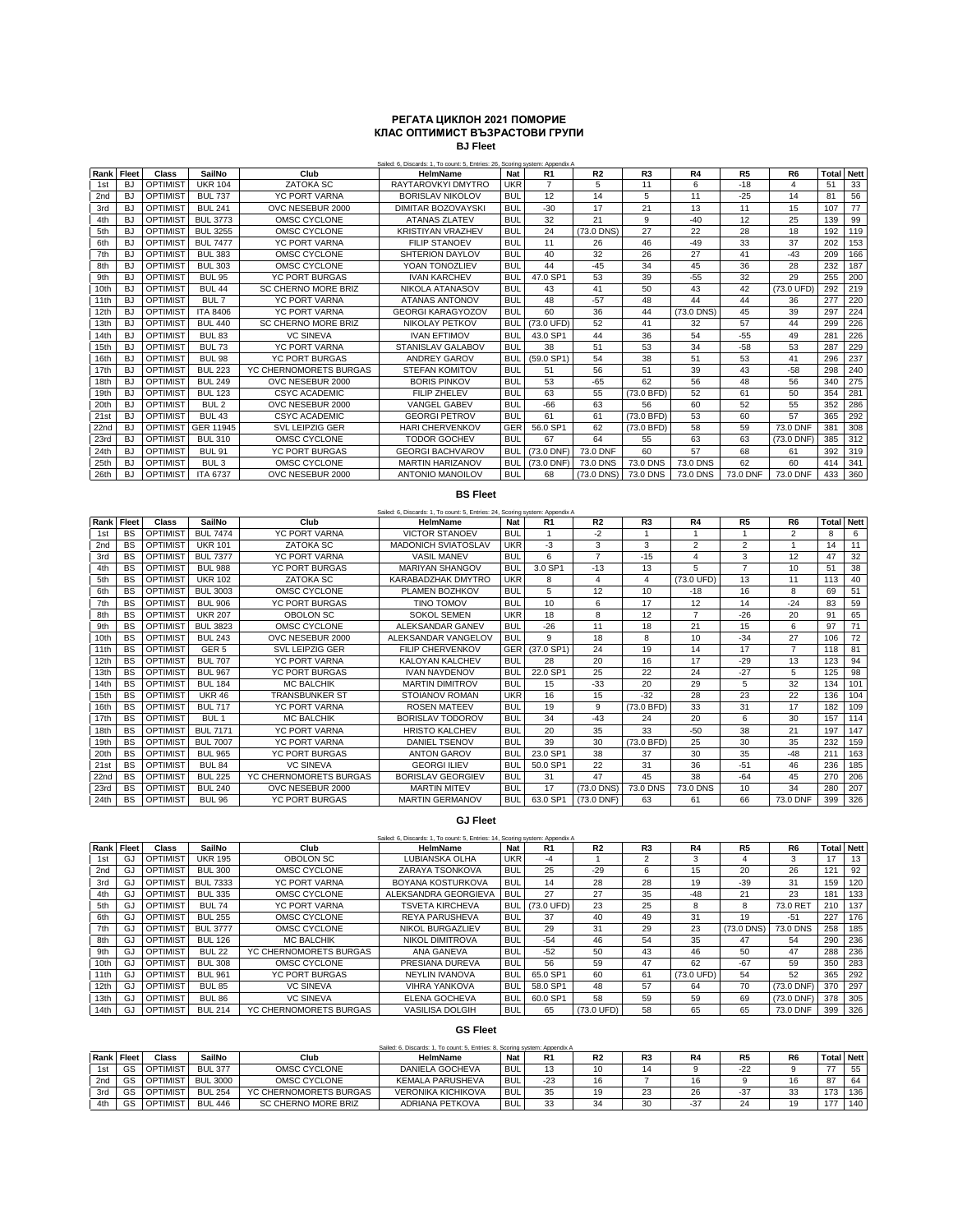# РЕГАТА ЦИКЛОН 2021 ПОМОРИЕ
## КЛАС ОПТИМИСТ ВЪЗРАСТОВИ ГРУПИ

### BJ Fleet

Sailed: 6, Discards: 1, To count: 5, Entries: 26, Scoring system: Appendix A

| Rank | Fleet | Class | SailNo | Club | HelmName | Nat | R1 | R2 | R3 | R4 | R5 | R6 | Total | Nett |
|---|---|---|---|---|---|---|---|---|---|---|---|---|---|---|
| 1st | BJ | OPTIMIST | UKR 104 | ZATOKA SC | RAYTAROVKYI DMYTRO | UKR | 7 | 5 | 11 | 6 | -18 | 4 | 51 | 33 |
| 2nd | BJ | OPTIMIST | BUL 737 | YC PORT VARNA | BORISLAV NIKOLOV | BUL | 12 | 14 | 5 | 11 | -25 | 14 | 81 | 56 |
| 3rd | BJ | OPTIMIST | BUL 241 | OVC NESEBUR 2000 | DIMITAR BOZOVAYSKI | BUL | -30 | 17 | 21 | 13 | 11 | 15 | 107 | 77 |
| 4th | BJ | OPTIMIST | BUL 3773 | OMSC CYCLONE | ATANAS ZLATEV | BUL | 32 | 21 | 9 | -40 | 12 | 25 | 139 | 99 |
| 5th | BJ | OPTIMIST | BUL 3255 | OMSC CYCLONE | KRISTIYAN VRAZHEV | BUL | 24 | (73.0 DNS) | 27 | 22 | 28 | 18 | 192 | 119 |
| 6th | BJ | OPTIMIST | BUL 7477 | YC PORT VARNA | FILIP STANOEV | BUL | 11 | 26 | 46 | -49 | 33 | 37 | 202 | 153 |
| 7th | BJ | OPTIMIST | BUL 383 | OMSC CYCLONE | SHTERION DAYLOV | BUL | 40 | 32 | 26 | 27 | 41 | -43 | 209 | 166 |
| 8th | BJ | OPTIMIST | BUL 303 | OMSC CYCLONE | YOAN TONOZLIEV | BUL | 44 | -45 | 34 | 45 | 36 | 28 | 232 | 187 |
| 9th | BJ | OPTIMIST | BUL 95 | YC PORT BURGAS | IVAN KARCHEV | BUL | 47.0 SP1 | 53 | 39 | -55 | 32 | 29 | 255 | 200 |
| 10th | BJ | OPTIMIST | BUL 44 | SC CHERNO MORE BRIZ | NIKOLA ATANASOV | BUL | 43 | 41 | 50 | 43 | 42 | (73.0 UFD) | 292 | 219 |
| 11th | BJ | OPTIMIST | BUL 7 | YC PORT VARNA | ATANAS ANTONOV | BUL | 48 | -57 | 48 | 44 | 44 | 36 | 277 | 220 |
| 12th | BJ | OPTIMIST | ITA 8406 | YC PORT VARNA | GEORGI KARAGYOZOV | BUL | 60 | 36 | 44 | (73.0 DNS) | 45 | 39 | 297 | 224 |
| 13th | BJ | OPTIMIST | BUL 440 | SC CHERNO MORE BRIZ | NIKOLAY PETKOV | BUL | (73.0 UFD) | 52 | 41 | 32 | 57 | 44 | 299 | 226 |
| 14th | BJ | OPTIMIST | BUL 83 | VC SINEVA | IVAN EFTIMOV | BUL | 43.0 SP1 | 44 | 36 | 54 | -55 | 49 | 281 | 226 |
| 15th | BJ | OPTIMIST | BUL 73 | YC PORT VARNA | STANISLAV GALABOV | BUL | 38 | 51 | 53 | 34 | -58 | 53 | 287 | 229 |
| 16th | BJ | OPTIMIST | BUL 98 | YC PORT BURGAS | ANDREY GAROV | BUL | (59.0 SP1) | 54 | 38 | 51 | 53 | 41 | 296 | 237 |
| 17th | BJ | OPTIMIST | BUL 223 | YC CHERNOMORETS BURGAS | STEFAN KOMITOV | BUL | 51 | 56 | 51 | 39 | 43 | -58 | 298 | 240 |
| 18th | BJ | OPTIMIST | BUL 249 | OVC NESEBUR 2000 | BORIS PINKOV | BUL | 53 | -65 | 62 | 56 | 48 | 56 | 340 | 275 |
| 19th | BJ | OPTIMIST | BUL 123 | CSYC ACADEMIC | FILIP ZHELEV | BUL | 63 | 55 | (73.0 BFD) | 52 | 61 | 50 | 354 | 281 |
| 20th | BJ | OPTIMIST | BUL 2 | OVC NESEBUR 2000 | VANGEL GABEV | BUL | -66 | 63 | 56 | 60 | 52 | 55 | 352 | 286 |
| 21st | BJ | OPTIMIST | BUL 43 | CSYC ACADEMIC | GEORGI PETROV | BUL | 61 | 61 | (73.0 BFD) | 53 | 60 | 57 | 365 | 292 |
| 22nd | BJ | OPTIMIST | GER 11945 | SVL LEIPZIG GER | HARI CHERVENKOV | GER | 56.0 SP1 | 62 | (73.0 BFD) | 58 | 59 | 73.0 DNF | 381 | 308 |
| 23rd | BJ | OPTIMIST | BUL 310 | OMSC CYCLONE | TODOR GOCHEV | BUL | 67 | 64 | 55 | 63 | 63 | (73.0 DNF) | 385 | 312 |
| 24th | BJ | OPTIMIST | BUL 91 | YC PORT BURGAS | GEORGI BACHVAROV | BUL | (73.0 DNF) | 73.0 DNF | 60 | 57 | 68 | 61 | 392 | 319 |
| 25th | BJ | OPTIMIST | BUL 3 | OMSC CYCLONE | MARTIN HARIZANOV | BUL | (73.0 DNF) | 73.0 DNS | 73.0 DNS | 73.0 DNS | 62 | 60 | 414 | 341 |
| 26th | BJ | OPTIMIST | ITA 6737 | OVC NESEBUR 2000 | ANTONIO MANOILOV | BUL | 68 | (73.0 DNS) | 73.0 DNS | 73.0 DNS | 73.0 DNF | 73.0 DNF | 433 | 360 |

### BS Fleet

Sailed: 6, Discards: 1, To count: 5, Entries: 24, Scoring system: Appendix A

| Rank | Fleet | Class | SailNo | Club | HelmName | Nat | R1 | R2 | R3 | R4 | R5 | R6 | Total | Nett |
|---|---|---|---|---|---|---|---|---|---|---|---|---|---|---|
| 1st | BS | OPTIMIST | BUL 7474 | YC PORT VARNA | VICTOR STANOEV | BUL | 1 | -2 | 1 | 1 | 1 | 2 | 8 | 6 |
| 2nd | BS | OPTIMIST | UKR 101 | ZATOKA SC | MADONICH SVIATOSLAV | UKR | -3 | 3 | 3 | 2 | 2 | 1 | 14 | 11 |
| 3rd | BS | OPTIMIST | BUL 7377 | YC PORT VARNA | VASIL MANEV | BUL | 6 | 7 | -15 | 4 | 3 | 12 | 47 | 32 |
| 4th | BS | OPTIMIST | BUL 988 | YC PORT BURGAS | MARIYAN SHANGOV | BUL | 3.0 SP1 | -13 | 13 | 5 | 7 | 10 | 51 | 38 |
| 5th | BS | OPTIMIST | UKR 102 | ZATOKA SC | KARABADZHAK DMYTRO | UKR | 8 | 4 | 4 | (73.0 UFD) | 13 | 11 | 113 | 40 |
| 6th | BS | OPTIMIST | BUL 3003 | OMSC CYCLONE | PLAMEN BOZHKOV | BUL | 5 | 12 | 10 | -18 | 16 | 8 | 69 | 51 |
| 7th | BS | OPTIMIST | BUL 906 | YC PORT BURGAS | TINO TOMOV | BUL | 10 | 6 | 17 | 12 | 14 | -24 | 83 | 59 |
| 8th | BS | OPTIMIST | UKR 207 | OBOLON SC | SOKOL SEMEN | UKR | 18 | 8 | 12 | 7 | -26 | 20 | 91 | 65 |
| 9th | BS | OPTIMIST | BUL 3823 | OMSC CYCLONE | ALEKSANDAR GANEV | BUL | -26 | 11 | 18 | 21 | 15 | 6 | 97 | 71 |
| 10th | BS | OPTIMIST | BUL 243 | OVC NESEBUR 2000 | ALEKSANDAR VANGELOV | BUL | 9 | 18 | 8 | 10 | -34 | 27 | 106 | 72 |
| 11th | BS | OPTIMIST | GER 5 | SVL LEIPZIG GER | FILIP CHERVENKOV | GER | (37.0 SP1) | 24 | 19 | 14 | 17 | 7 | 118 | 81 |
| 12th | BS | OPTIMIST | BUL 707 | YC PORT VARNA | KALOYAN KALCHEV | BUL | 28 | 20 | 16 | 17 | -29 | 13 | 123 | 94 |
| 13th | BS | OPTIMIST | BUL 967 | YC PORT BURGAS | IVAN NAYDENOV | BUL | 22.0 SP1 | 25 | 22 | 24 | -27 | 5 | 125 | 98 |
| 14th | BS | OPTIMIST | BUL 184 | MC BALCHIK | MARTIN DIMITROV | BUL | 15 | -33 | 20 | 29 | 5 | 32 | 134 | 101 |
| 15th | BS | OPTIMIST | UKR 46 | TRANSBUNKER ST | STOIANOV ROMAN | UKR | 16 | 15 | -32 | 28 | 23 | 22 | 136 | 104 |
| 16th | BS | OPTIMIST | BUL 717 | YC PORT VARNA | ROSEN MATEEV | BUL | 19 | 9 | (73.0 BFD) | 33 | 31 | 17 | 182 | 109 |
| 17th | BS | OPTIMIST | BUL 1 | MC BALCHIK | BORISLAV TODOROV | BUL | 34 | -43 | 24 | 20 | 6 | 30 | 157 | 114 |
| 18th | BS | OPTIMIST | BUL 7171 | YC PORT VARNA | HRISTO KALCHEV | BUL | 20 | 35 | 33 | -50 | 38 | 21 | 197 | 147 |
| 19th | BS | OPTIMIST | BUL 7007 | YC PORT VARNA | DANIEL TSENOV | BUL | 39 | 30 | (73.0 BFD) | 25 | 30 | 35 | 232 | 159 |
| 20th | BS | OPTIMIST | BUL 965 | YC PORT BURGAS | ANTON GAROV | BUL | 23.0 SP1 | 38 | 37 | 30 | 35 | -48 | 211 | 163 |
| 21st | BS | OPTIMIST | BUL 84 | VC SINEVA | GEORGI ILIEV | BUL | 50.0 SP1 | 22 | 31 | 36 | -51 | 46 | 236 | 185 |
| 22nd | BS | OPTIMIST | BUL 225 | YC CHERNOMORETS BURGAS | BORISLAV GEORGIEV | BUL | 31 | 47 | 45 | 38 | -64 | 45 | 270 | 206 |
| 23rd | BS | OPTIMIST | BUL 240 | OVC NESEBUR 2000 | MARTIN MITEV | BUL | 17 | (73.0 DNS) | 73.0 DNS | 73.0 DNS | 10 | 34 | 280 | 207 |
| 24th | BS | OPTIMIST | BUL 96 | YC PORT BURGAS | MARTIN GERMANOV | BUL | 63.0 SP1 | (73.0 DNF) | 63 | 61 | 66 | 73.0 DNF | 399 | 326 |

### GJ Fleet

Sailed: 6, Discards: 1, To count: 5, Entries: 14, Scoring system: Appendix A

| Rank | Fleet | Class | SailNo | Club | HelmName | Nat | R1 | R2 | R3 | R4 | R5 | R6 | Total | Nett |
|---|---|---|---|---|---|---|---|---|---|---|---|---|---|---|
| 1st | GJ | OPTIMIST | UKR 195 | OBOLON SC | LUBIANSKA OLHA | UKR | -4 | 1 | 2 | 3 | 4 | 3 | 17 | 13 |
| 2nd | GJ | OPTIMIST | BUL 300 | OMSC CYCLONE | ZARAYA TSONKOVA | BUL | 25 | -29 | 6 | 15 | 20 | 26 | 121 | 92 |
| 3rd | GJ | OPTIMIST | BUL 7333 | YC PORT VARNA | BOYANA KOSTURKOVA | BUL | 14 | 28 | 28 | 19 | -39 | 31 | 159 | 120 |
| 4th | GJ | OPTIMIST | BUL 335 | OMSC CYCLONE | ALEKSANDRA GEORGIEVA | BUL | 27 | 27 | 35 | -48 | 21 | 23 | 181 | 133 |
| 5th | GJ | OPTIMIST | BUL 74 | YC PORT VARNA | TSVETA KIRCHEVA | BUL | (73.0 UFD) | 23 | 25 | 8 | 8 | 73.0 RET | 210 | 137 |
| 6th | GJ | OPTIMIST | BUL 255 | OMSC CYCLONE | REYA PARUSHEVA | BUL | 37 | 40 | 49 | 31 | 19 | -51 | 227 | 176 |
| 7th | GJ | OPTIMIST | BUL 3777 | OMSC CYCLONE | NIKOL BURGAZLIEV | BUL | 29 | 31 | 29 | 23 | (73.0 DNS) | 73.0 DNS | 258 | 185 |
| 8th | GJ | OPTIMIST | BUL 126 | MC BALCHIK | NIKOL DIMITROVA | BUL | -54 | 46 | 54 | 35 | 47 | 54 | 290 | 236 |
| 9th | GJ | OPTIMIST | BUL 22 | YC CHERNOMORETS BURGAS | ANA GANEVA | BUL | -52 | 50 | 43 | 46 | 50 | 47 | 288 | 236 |
| 10th | GJ | OPTIMIST | BUL 308 | OMSC CYCLONE | PRESIANA DUREVA | BUL | 56 | 59 | 47 | 62 | -67 | 59 | 350 | 283 |
| 11th | GJ | OPTIMIST | BUL 961 | YC PORT BURGAS | NEYLIN IVANOVA | BUL | 65.0 SP1 | 60 | 61 | (73.0 UFD) | 54 | 52 | 365 | 292 |
| 12th | GJ | OPTIMIST | BUL 85 | VC SINEVA | VIHRA YANKOVA | BUL | 58.0 SP1 | 48 | 57 | 64 | 70 | (73.0 DNF) | 370 | 297 |
| 13th | GJ | OPTIMIST | BUL 86 | VC SINEVA | ELENA GOCHEVA | BUL | 60.0 SP1 | 58 | 59 | 59 | 69 | (73.0 DNF) | 378 | 305 |
| 14th | GJ | OPTIMIST | BUL 214 | YC CHERNOMORETS BURGAS | VASILISA DOLGIH | BUL | 65 | (73.0 UFD) | 58 | 65 | 65 | 73.0 DNF | 399 | 326 |

### GS Fleet

Sailed: 6, Discards: 1, To count: 5, Entries: 8, Scoring system: Appendix A

| Rank | Fleet | Class | SailNo | Club | HelmName | Nat | R1 | R2 | R3 | R4 | R5 | R6 | Total | Nett |
|---|---|---|---|---|---|---|---|---|---|---|---|---|---|---|
| 1st | GS | OPTIMIST | BUL 377 | OMSC CYCLONE | DANIELA GOCHEVA | BUL | 13 | 10 | 14 | 9 | -22 | 9 | 77 | 55 |
| 2nd | GS | OPTIMIST | BUL 3000 | OMSC CYCLONE | KEMALA PARUSHEVA | BUL | -23 | 16 | 7 | 16 | 9 | 16 | 87 | 64 |
| 3rd | GS | OPTIMIST | BUL 254 | YC CHERNOMORETS BURGAS | VERONIKA KICHIKOVA | BUL | 35 | 19 | 23 | 26 | -37 | 33 | 173 | 136 |
| 4th | GS | OPTIMIST | BUL 446 | SC CHERNO MORE BRIZ | ADRIANA PETKOVA | BUL | 33 | 34 | 30 | -37 | 24 | 19 | 177 | 140 |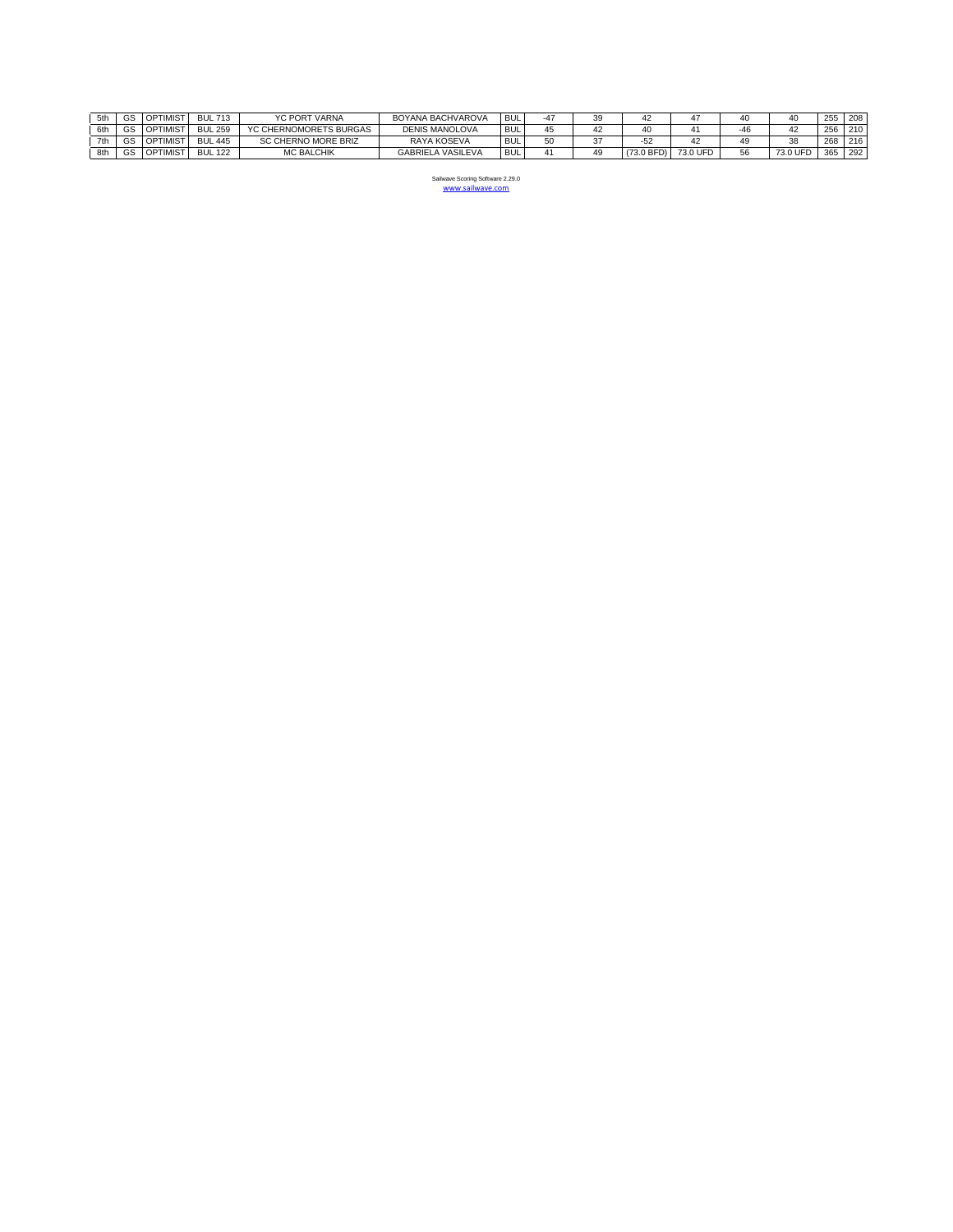| | | | | | | | | | | | | | | |
|---|---|---|---|---|---|---|---|---|---|---|---|---|---|---|
| 5th | GS | OPTIMIST | BUL 713 | YC PORT VARNA | BOYANA BACHVAROVA | BUL | -47 | 39 | 42 | 47 | 40 | 40 | 255 | 208 |
| 6th | GS | OPTIMIST | BUL 259 | YC CHERNOMORETS BURGAS | DENIS MANOLOVA | BUL | 45 | 42 | 40 | 41 | -46 | 42 | 256 | 210 |
| 7th | GS | OPTIMIST | BUL 445 | SC CHERNO MORE BRIZ | RAYA KOSEVA | BUL | 50 | 37 | -52 | 42 | 49 | 38 | 268 | 216 |
| 8th | GS | OPTIMIST | BUL 122 | MC BALCHIK | GABRIELA VASILEVA | BUL | 41 | 49 | (73.0 BFD) | 73.0 UFD | 56 | 73.0 UFD | 365 | 292 |

Sailwave Scoring Software 2.29.0
www.sailwave.com